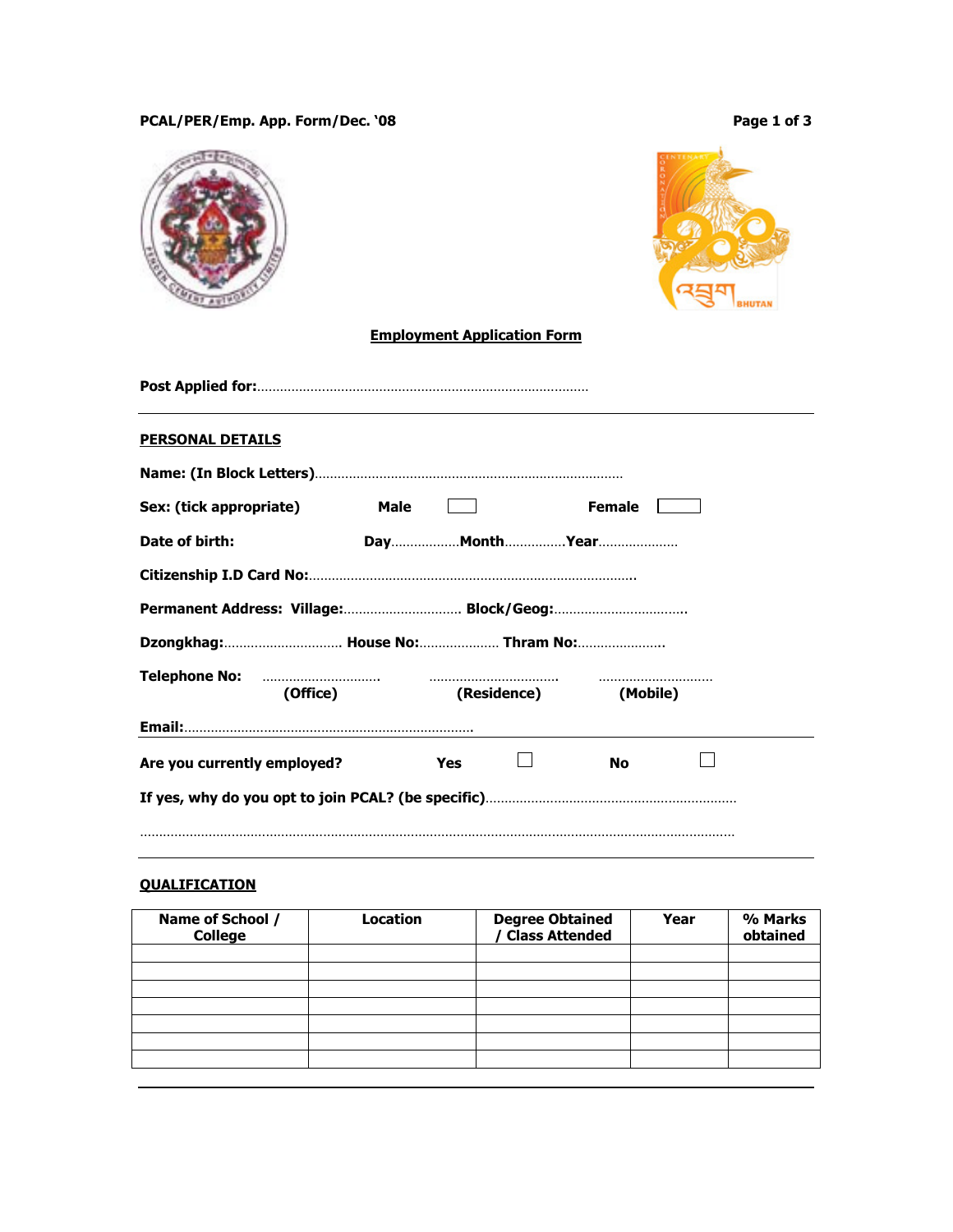**Employment Application Form**

**Post Applied for:**…………………………………………………………………………

---

## PERSONAL DETAILS

**Name: (In Block Letters)**………………………………………………………………………

**Sex: (tick appropriate)** **Male** ☐ **Female** ☐

**Date of birth:** **Day**………………**Month**……………**Year**…………………

**Citizenship I.D Card No:**…………………………………………………………………………..

**Permanent Address: Village:**…………………………… **Block/Geog:**……………………………….

**Dzongkhag:**…………………………… **House No:**………………… **Thram No:**…………………..

**Telephone No:** ………………………….. (**Office**) …………………………….. (**Residence**) ………………………… (**Mobile**)

**Email:**…………………………………………………………………

---

**Are you currently employed?** **Yes** ☐ **No** ☐

**If yes, why do you opt to join PCAL? (be specific)**…………………………………………………………

…………………………………………………………………………………………………………………………………

---

## QUALIFICATION

| Name of School / College | Location | Degree Obtained / Class Attended | Year | % Marks obtained |
|---|---|---|---|---|
| | | | | |
| | | | | |
| | | | | |
| | | | | |
| | | | | |
| | | | | |
| | | | | |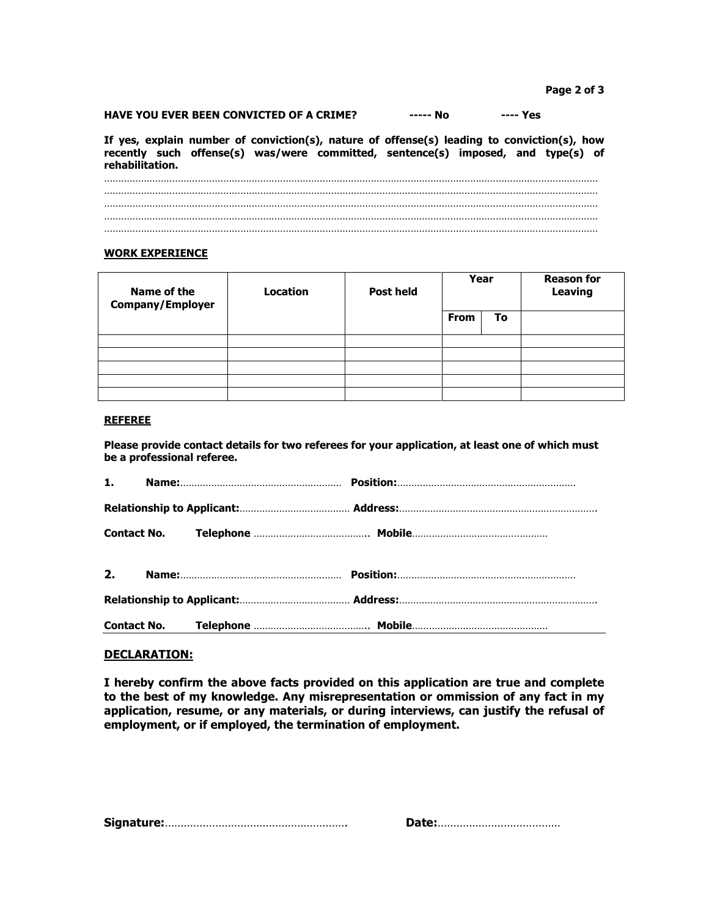**HAVE YOU EVER BEEN CONVICTED OF A CRIME?** **----- No** **---- Yes**

**If yes, explain number of conviction(s), nature of offense(s) leading to conviction(s), how recently such offense(s) was/were committed, sentence(s) imposed, and type(s) of rehabilitation.**

…………………………………………………………………………………………………………………………………………………………
…………………………………………………………………………………………………………………………………………………………
…………………………………………………………………………………………………………………………………………………………
…………………………………………………………………………………………………………………………………………………………
…………………………………………………………………………………………………………………………………………………………

**WORK EXPERIENCE**

| Name of the Company/Employer | Location | Post held | Year | | Reason for Leaving |
|---|---|---|---|---|---|
| | | | From | To | |
| | | | | | |
| | | | | | |
| | | | | | |
| | | | | | |
| | | | | | |

**REFEREE**

**Please provide contact details for two referees for your application, at least one of which must be a professional referee.**

**1.** **Name:**………………………………………………… **Position:**………………………………………………………

**Relationship to Applicant:**………………………………… **Address:**…………………………………………………………….

**Contact No.** **Telephone** ………………………………….. **Mobile**…………………………………………

**2.** **Name:**………………………………………………… **Position:**………………………………………………………

**Relationship to Applicant:**………………………………… **Address:**…………………………………………………………….

**Contact No.** **Telephone** ………………………………….. **Mobile**…………………………………………

**DECLARATION:**

**I hereby confirm the above facts provided on this application are true and complete to the best of my knowledge. Any misrepresentation or ommission of any fact in my application, resume, or any materials, or during interviews, can justify the refusal of employment, or if employed, the termination of employment.**

**Signature:**…………………………………………………. **Date:**…………………………………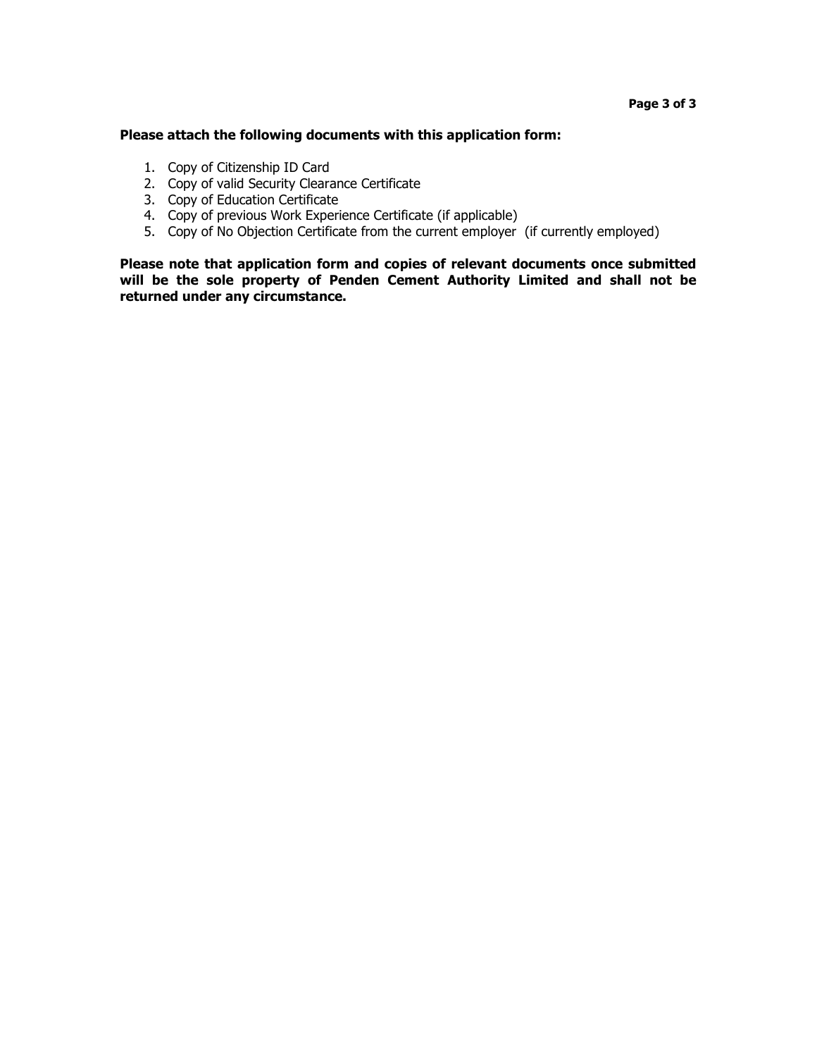**Please attach the following documents with this application form:**

1. Copy of Citizenship ID Card
2. Copy of valid Security Clearance Certificate
3. Copy of Education Certificate
4. Copy of previous Work Experience Certificate (if applicable)
5. Copy of No Objection Certificate from the current employer (if currently employed)

**Please note that application form and copies of relevant documents once submitted will be the sole property of Penden Cement Authority Limited and shall not be returned under any circumstance.**